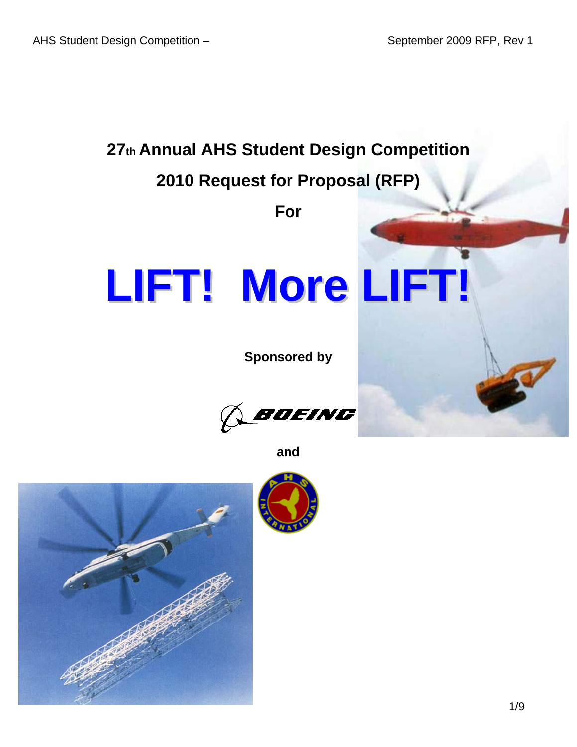# 27th Annual AHS Student Design Competition

## 2010 Request for Proposal (RFP)

**For**

# LIFT! More LIFT!

**Sponsored by**

BOEING

**and**

AHS INTERNATIONAL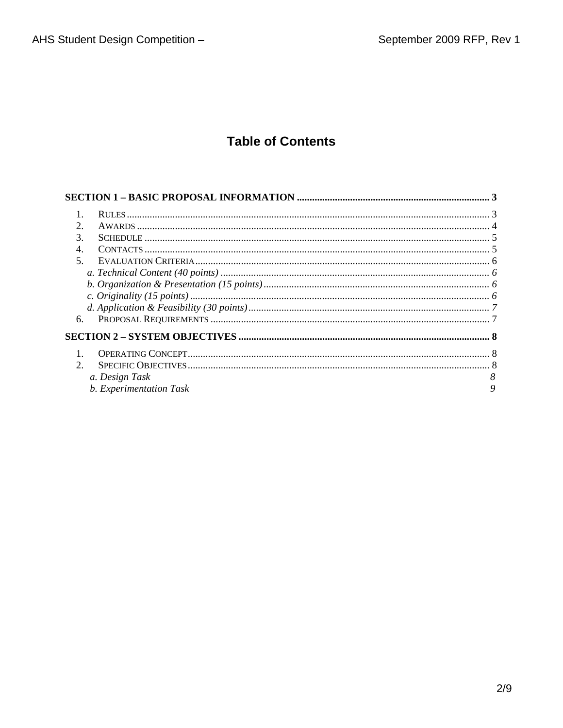# Table of Contents

**SECTION 1 – BASIC PROPOSAL INFORMATION** ........................................ **3**

1. RULES ........................................ 3
2. AWARDS ........................................ 4
3. SCHEDULE ........................................ 5
4. CONTACTS ........................................ 5
5. EVALUATION CRITERIA ........................................ 6
   - *a. Technical Content (40 points)* ........................................ *6*
   - *b. Organization & Presentation (15 points)* ........................................ *6*
   - *c. Originality (15 points)* ........................................ *6*
   - *d. Application & Feasibility (30 points)* ........................................ *7*
6. PROPOSAL REQUIREMENTS ........................................ 7

**SECTION 2 – SYSTEM OBJECTIVES** ........................................ **8**

1. OPERATING CONCEPT ........................................ 8
2. SPECIFIC OBJECTIVES ........................................ 8
   - *a. Design Task* *8*
   - *b. Experimentation Task* *9*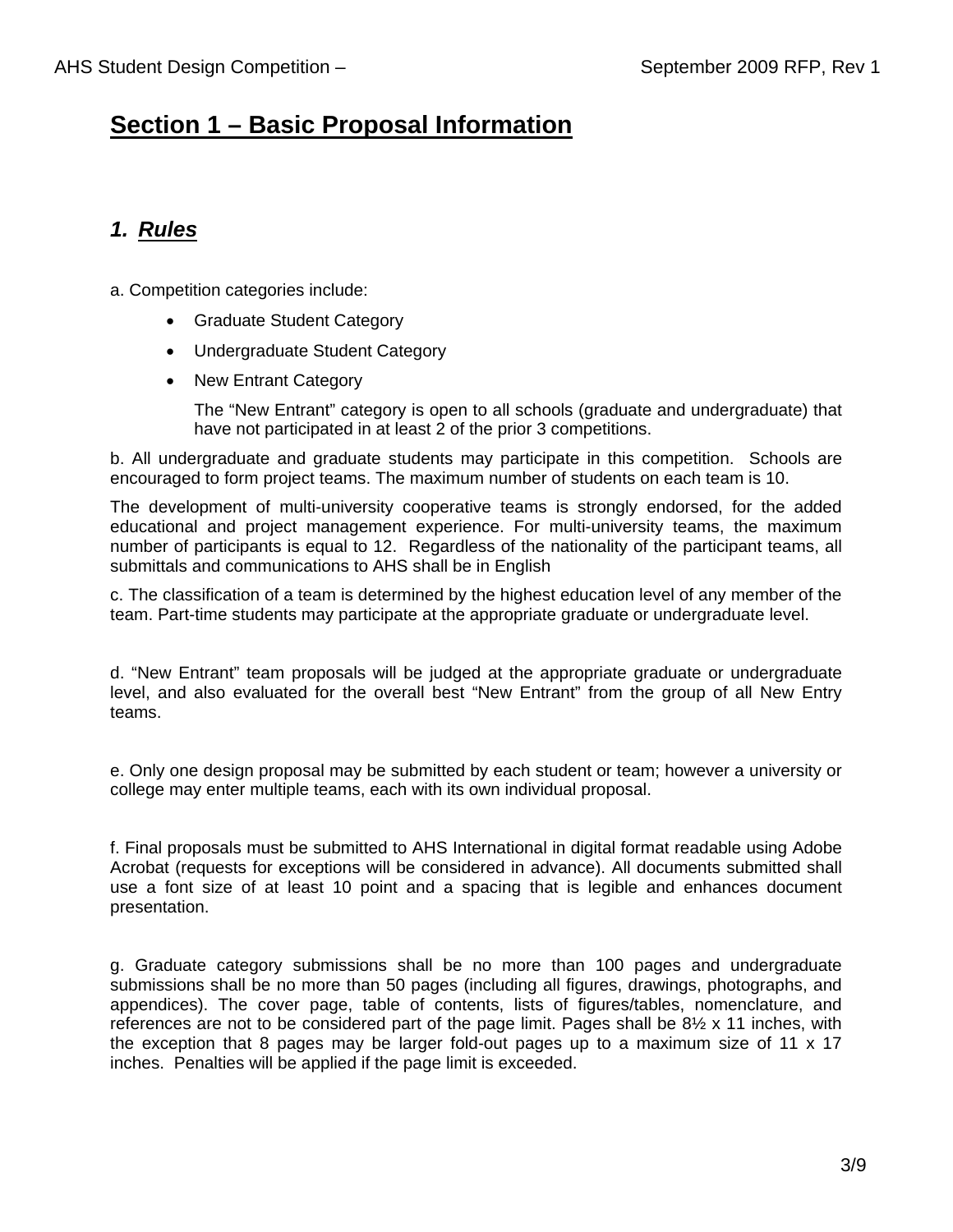# Section 1 – Basic Proposal Information

## 1. Rules

a. Competition categories include:

- Graduate Student Category
- Undergraduate Student Category
- New Entrant Category

  The "New Entrant" category is open to all schools (graduate and undergraduate) that have not participated in at least 2 of the prior 3 competitions.

b. All undergraduate and graduate students may participate in this competition. Schools are encouraged to form project teams. The maximum number of students on each team is 10.

The development of multi-university cooperative teams is strongly endorsed, for the added educational and project management experience. For multi-university teams, the maximum number of participants is equal to 12. Regardless of the nationality of the participant teams, all submittals and communications to AHS shall be in English

c. The classification of a team is determined by the highest education level of any member of the team. Part-time students may participate at the appropriate graduate or undergraduate level.

d. "New Entrant" team proposals will be judged at the appropriate graduate or undergraduate level, and also evaluated for the overall best "New Entrant" from the group of all New Entry teams.

e. Only one design proposal may be submitted by each student or team; however a university or college may enter multiple teams, each with its own individual proposal.

f. Final proposals must be submitted to AHS International in digital format readable using Adobe Acrobat (requests for exceptions will be considered in advance). All documents submitted shall use a font size of at least 10 point and a spacing that is legible and enhances document presentation.

g. Graduate category submissions shall be no more than 100 pages and undergraduate submissions shall be no more than 50 pages (including all figures, drawings, photographs, and appendices). The cover page, table of contents, lists of figures/tables, nomenclature, and references are not to be considered part of the page limit. Pages shall be 8½ x 11 inches, with the exception that 8 pages may be larger fold-out pages up to a maximum size of 11 x 17 inches. Penalties will be applied if the page limit is exceeded.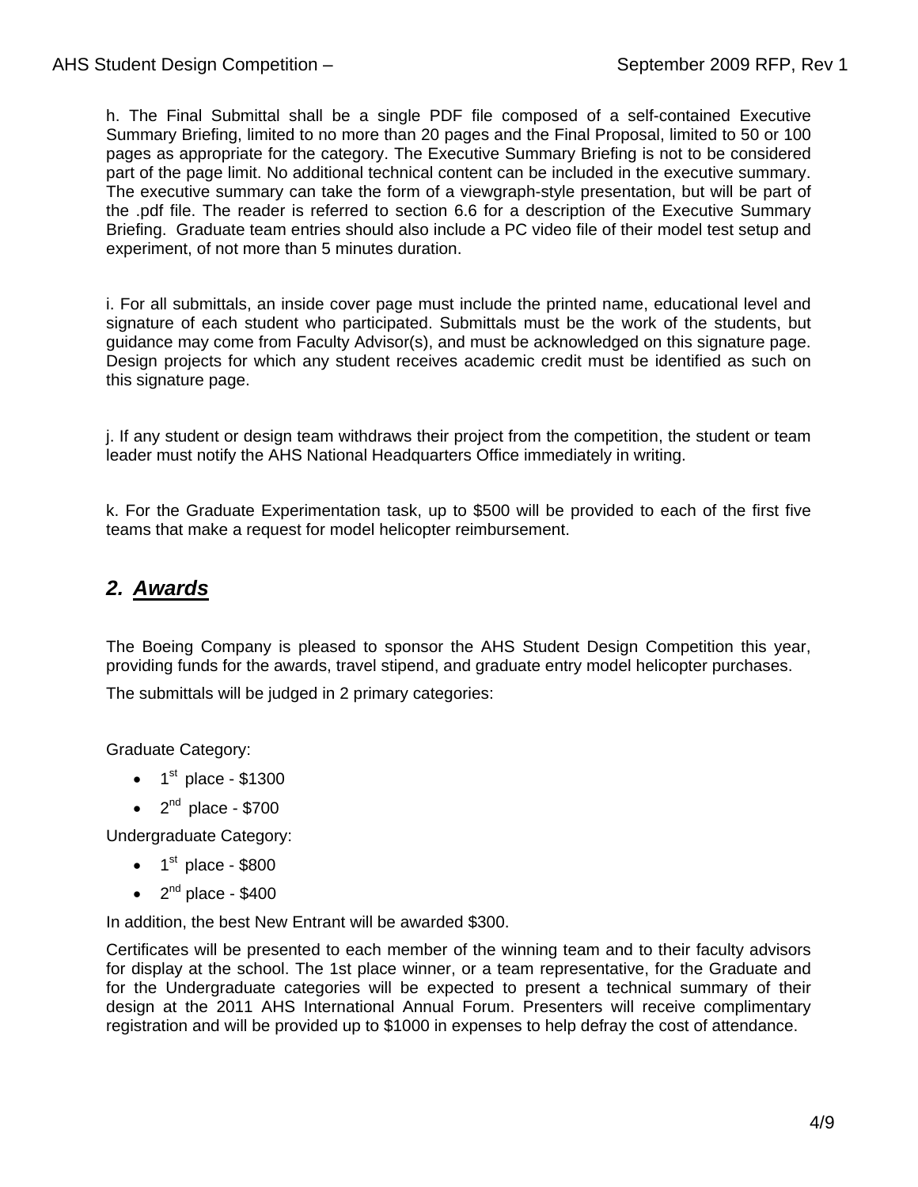h. The Final Submittal shall be a single PDF file composed of a self-contained Executive Summary Briefing, limited to no more than 20 pages and the Final Proposal, limited to 50 or 100 pages as appropriate for the category. The Executive Summary Briefing is not to be considered part of the page limit. No additional technical content can be included in the executive summary. The executive summary can take the form of a viewgraph-style presentation, but will be part of the .pdf file. The reader is referred to section 6.6 for a description of the Executive Summary Briefing. Graduate team entries should also include a PC video file of their model test setup and experiment, of not more than 5 minutes duration.

i. For all submittals, an inside cover page must include the printed name, educational level and signature of each student who participated. Submittals must be the work of the students, but guidance may come from Faculty Advisor(s), and must be acknowledged on this signature page. Design projects for which any student receives academic credit must be identified as such on this signature page.

j. If any student or design team withdraws their project from the competition, the student or team leader must notify the AHS National Headquarters Office immediately in writing.

k. For the Graduate Experimentation task, up to $500 will be provided to each of the first five teams that make a request for model helicopter reimbursement.

## *2. Awards*

The Boeing Company is pleased to sponsor the AHS Student Design Competition this year, providing funds for the awards, travel stipend, and graduate entry model helicopter purchases.

The submittals will be judged in 2 primary categories:

Graduate Category:

- 1st place - $1300
- 2nd place - $700

Undergraduate Category:

- 1st place - $800
- 2nd place - $400

In addition, the best New Entrant will be awarded $300.

Certificates will be presented to each member of the winning team and to their faculty advisors for display at the school. The 1st place winner, or a team representative, for the Graduate and for the Undergraduate categories will be expected to present a technical summary of their design at the 2011 AHS International Annual Forum. Presenters will receive complimentary registration and will be provided up to $1000 in expenses to help defray the cost of attendance.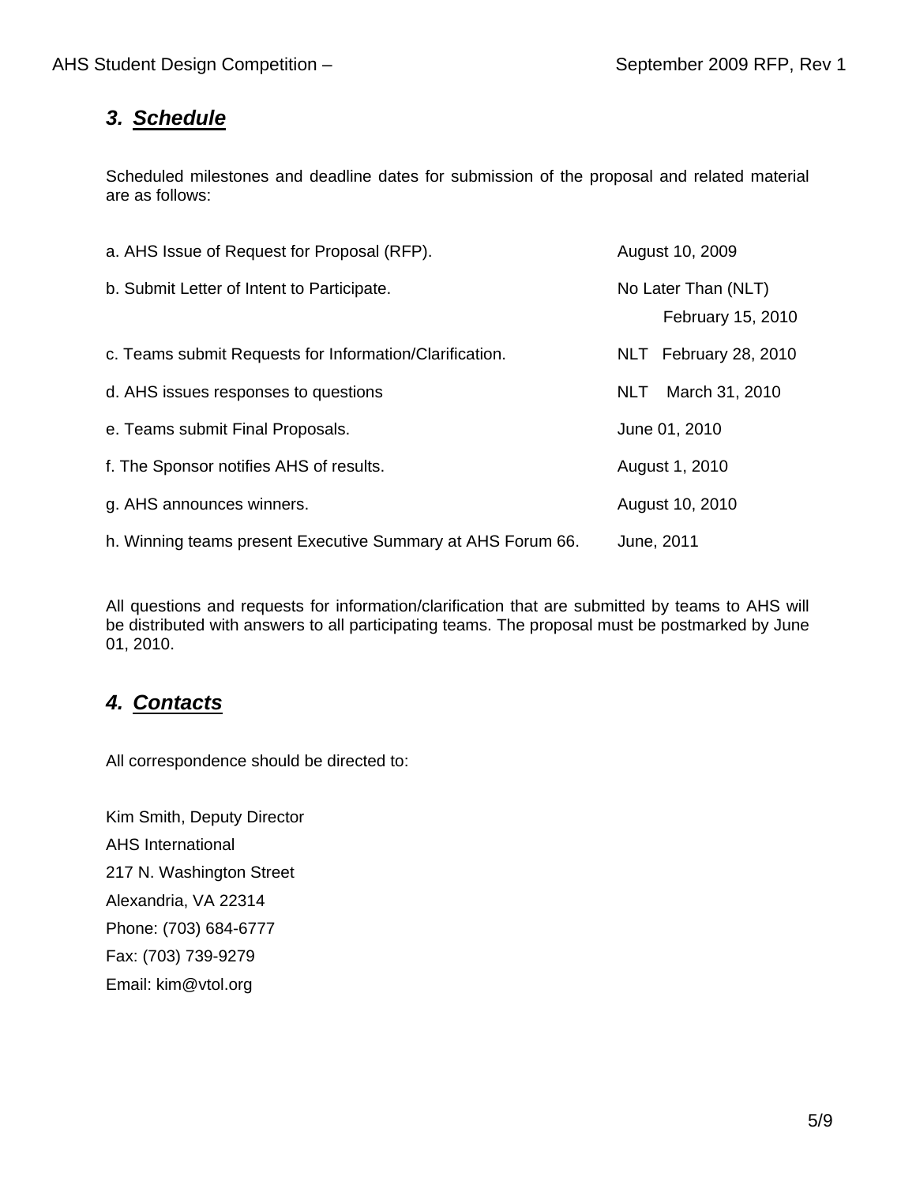## *3. Schedule*

Scheduled milestones and deadline dates for submission of the proposal and related material are as follows:

| | |
|---|---|
| a. AHS Issue of Request for Proposal (RFP). | August 10, 2009 |
| b. Submit Letter of Intent to Participate. | No Later Than (NLT) February 15, 2010 |
| c. Teams submit Requests for Information/Clarification. | NLT February 28, 2010 |
| d. AHS issues responses to questions | NLT March 31, 2010 |
| e. Teams submit Final Proposals. | June 01, 2010 |
| f. The Sponsor notifies AHS of results. | August 1, 2010 |
| g. AHS announces winners. | August 10, 2010 |
| h. Winning teams present Executive Summary at AHS Forum 66. | June, 2011 |

All questions and requests for information/clarification that are submitted by teams to AHS will be distributed with answers to all participating teams. The proposal must be postmarked by June 01, 2010.

## *4. Contacts*

All correspondence should be directed to:

Kim Smith, Deputy Director
AHS International
217 N. Washington Street
Alexandria, VA 22314
Phone: (703) 684-6777
Fax: (703) 739-9279
Email: kim@vtol.org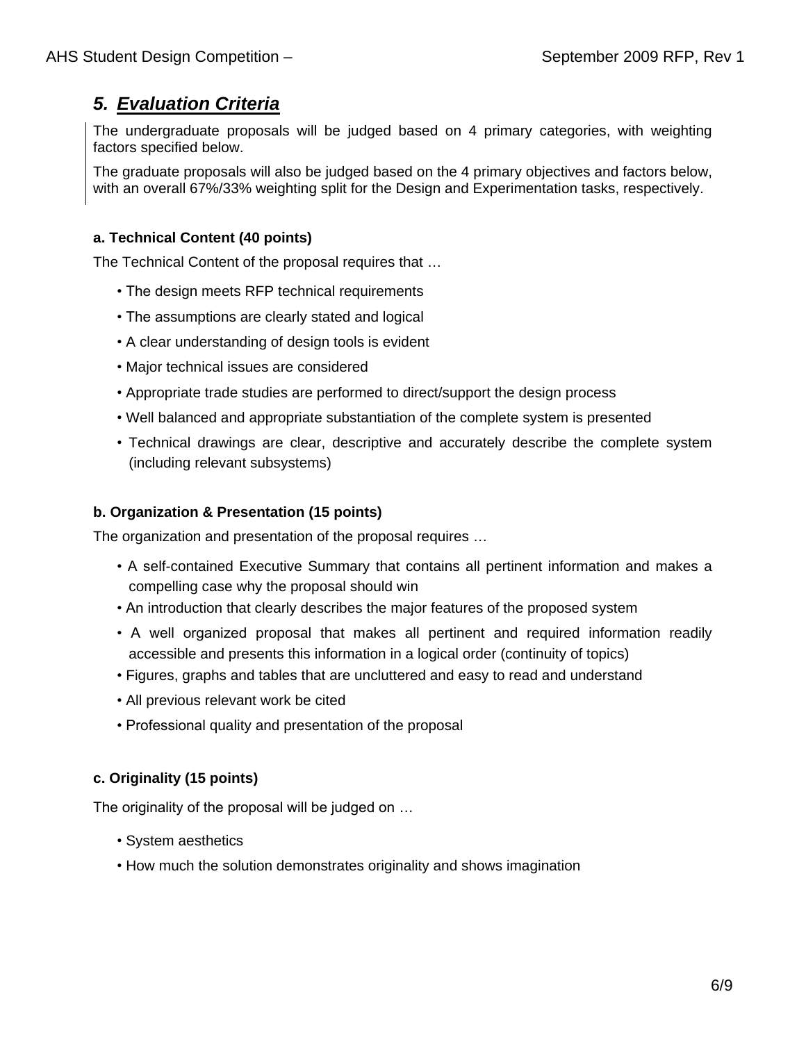## 5. Evaluation Criteria

The undergraduate proposals will be judged based on 4 primary categories, with weighting factors specified below.

The graduate proposals will also be judged based on the 4 primary objectives and factors below, with an overall 67%/33% weighting split for the Design and Experimentation tasks, respectively.

**a. Technical Content (40 points)**

The Technical Content of the proposal requires that …

- The design meets RFP technical requirements
- The assumptions are clearly stated and logical
- A clear understanding of design tools is evident
- Major technical issues are considered
- Appropriate trade studies are performed to direct/support the design process
- Well balanced and appropriate substantiation of the complete system is presented
- Technical drawings are clear, descriptive and accurately describe the complete system (including relevant subsystems)

**b. Organization & Presentation (15 points)**

The organization and presentation of the proposal requires …

- A self-contained Executive Summary that contains all pertinent information and makes a compelling case why the proposal should win
- An introduction that clearly describes the major features of the proposed system
- A well organized proposal that makes all pertinent and required information readily accessible and presents this information in a logical order (continuity of topics)
- Figures, graphs and tables that are uncluttered and easy to read and understand
- All previous relevant work be cited
- Professional quality and presentation of the proposal

**c. Originality (15 points)**

The originality of the proposal will be judged on …

- System aesthetics
- How much the solution demonstrates originality and shows imagination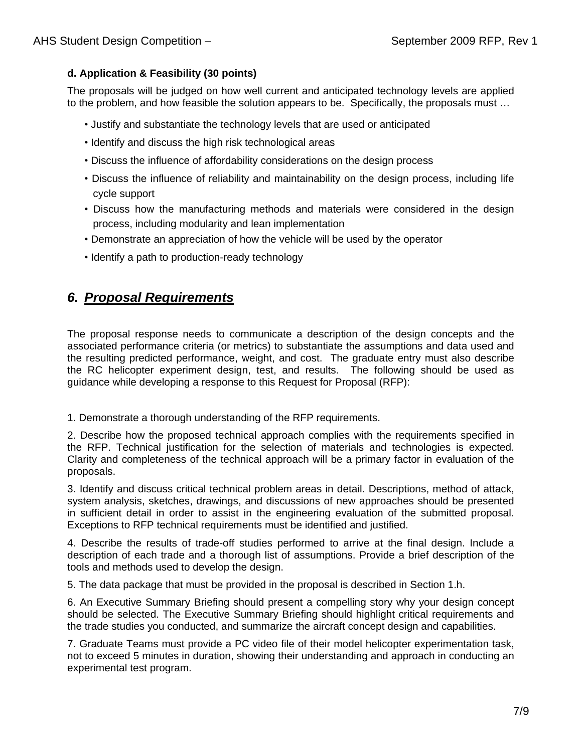**d. Application & Feasibility (30 points)**

The proposals will be judged on how well current and anticipated technology levels are applied to the problem, and how feasible the solution appears to be. Specifically, the proposals must …

- Justify and substantiate the technology levels that are used or anticipated
- Identify and discuss the high risk technological areas
- Discuss the influence of affordability considerations on the design process
- Discuss the influence of reliability and maintainability on the design process, including life cycle support
- Discuss how the manufacturing methods and materials were considered in the design process, including modularity and lean implementation
- Demonstrate an appreciation of how the vehicle will be used by the operator
- Identify a path to production-ready technology

## *6. Proposal Requirements*

The proposal response needs to communicate a description of the design concepts and the associated performance criteria (or metrics) to substantiate the assumptions and data used and the resulting predicted performance, weight, and cost. The graduate entry must also describe the RC helicopter experiment design, test, and results. The following should be used as guidance while developing a response to this Request for Proposal (RFP):

1. Demonstrate a thorough understanding of the RFP requirements.

2. Describe how the proposed technical approach complies with the requirements specified in the RFP. Technical justification for the selection of materials and technologies is expected. Clarity and completeness of the technical approach will be a primary factor in evaluation of the proposals.

3. Identify and discuss critical technical problem areas in detail. Descriptions, method of attack, system analysis, sketches, drawings, and discussions of new approaches should be presented in sufficient detail in order to assist in the engineering evaluation of the submitted proposal. Exceptions to RFP technical requirements must be identified and justified.

4. Describe the results of trade-off studies performed to arrive at the final design. Include a description of each trade and a thorough list of assumptions. Provide a brief description of the tools and methods used to develop the design.

5. The data package that must be provided in the proposal is described in Section 1.h.

6. An Executive Summary Briefing should present a compelling story why your design concept should be selected. The Executive Summary Briefing should highlight critical requirements and the trade studies you conducted, and summarize the aircraft concept design and capabilities.

7. Graduate Teams must provide a PC video file of their model helicopter experimentation task, not to exceed 5 minutes in duration, showing their understanding and approach in conducting an experimental test program.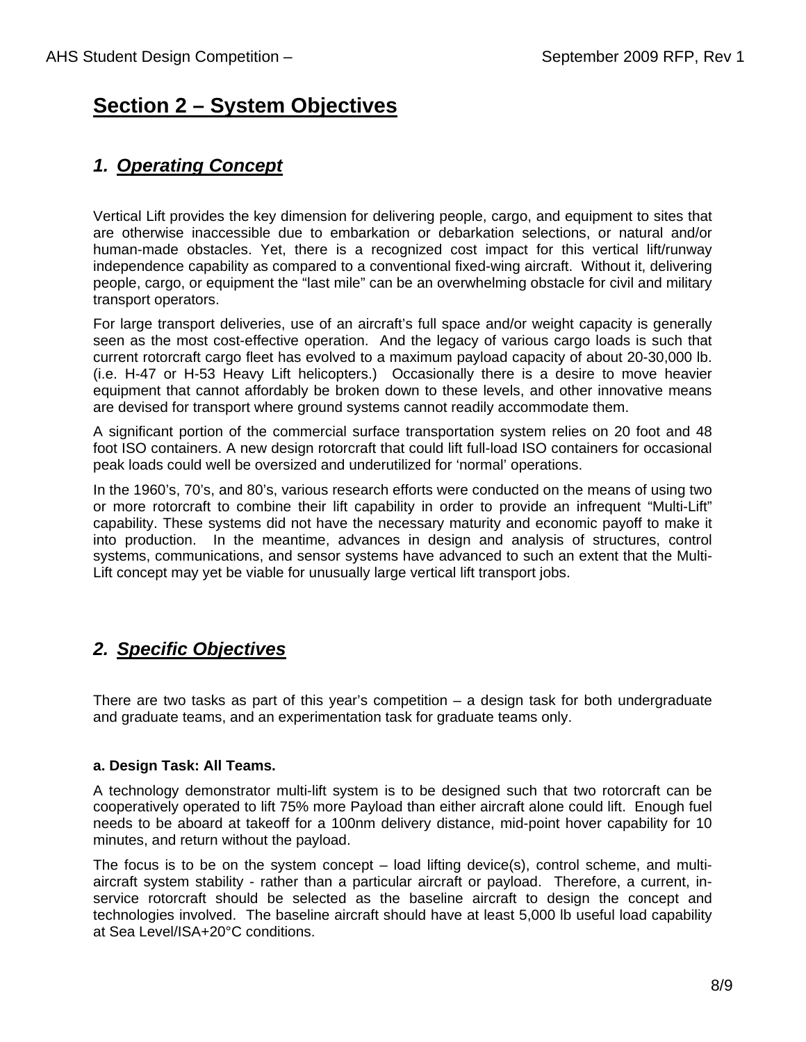# Section 2 – System Objectives

## 1. *Operating Concept*

Vertical Lift provides the key dimension for delivering people, cargo, and equipment to sites that are otherwise inaccessible due to embarkation or debarkation selections, or natural and/or human-made obstacles. Yet, there is a recognized cost impact for this vertical lift/runway independence capability as compared to a conventional fixed-wing aircraft. Without it, delivering people, cargo, or equipment the "last mile" can be an overwhelming obstacle for civil and military transport operators.

For large transport deliveries, use of an aircraft's full space and/or weight capacity is generally seen as the most cost-effective operation. And the legacy of various cargo loads is such that current rotorcraft cargo fleet has evolved to a maximum payload capacity of about 20-30,000 lb. (i.e. H-47 or H-53 Heavy Lift helicopters.) Occasionally there is a desire to move heavier equipment that cannot affordably be broken down to these levels, and other innovative means are devised for transport where ground systems cannot readily accommodate them.

A significant portion of the commercial surface transportation system relies on 20 foot and 48 foot ISO containers. A new design rotorcraft that could lift full-load ISO containers for occasional peak loads could well be oversized and underutilized for 'normal' operations.

In the 1960's, 70's, and 80's, various research efforts were conducted on the means of using two or more rotorcraft to combine their lift capability in order to provide an infrequent "Multi-Lift" capability. These systems did not have the necessary maturity and economic payoff to make it into production. In the meantime, advances in design and analysis of structures, control systems, communications, and sensor systems have advanced to such an extent that the Multi-Lift concept may yet be viable for unusually large vertical lift transport jobs.

## 2. *Specific Objectives*

There are two tasks as part of this year's competition – a design task for both undergraduate and graduate teams, and an experimentation task for graduate teams only.

**a. Design Task: All Teams.**

A technology demonstrator multi-lift system is to be designed such that two rotorcraft can be cooperatively operated to lift 75% more Payload than either aircraft alone could lift. Enough fuel needs to be aboard at takeoff for a 100nm delivery distance, mid-point hover capability for 10 minutes, and return without the payload.

The focus is to be on the system concept – load lifting device(s), control scheme, and multi-aircraft system stability - rather than a particular aircraft or payload. Therefore, a current, in-service rotorcraft should be selected as the baseline aircraft to design the concept and technologies involved. The baseline aircraft should have at least 5,000 lb useful load capability at Sea Level/ISA+20°C conditions.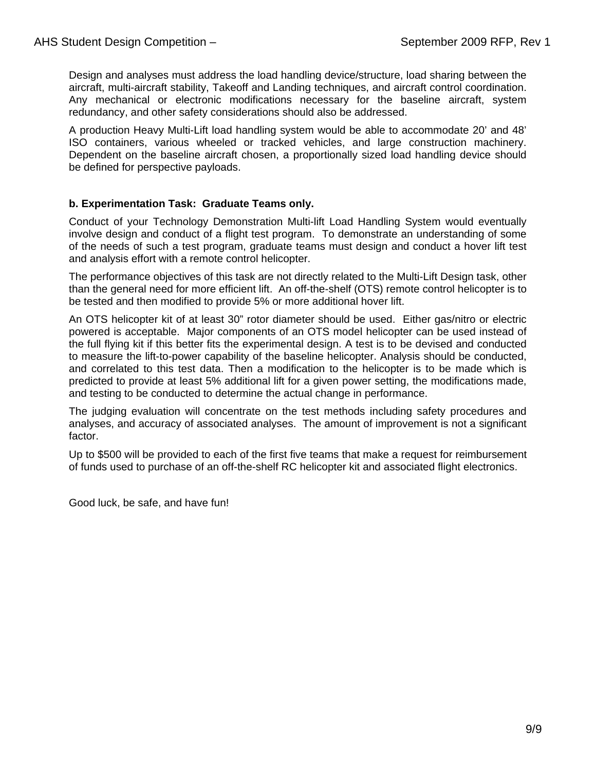Design and analyses must address the load handling device/structure, load sharing between the aircraft, multi-aircraft stability, Takeoff and Landing techniques, and aircraft control coordination. Any mechanical or electronic modifications necessary for the baseline aircraft, system redundancy, and other safety considerations should also be addressed.

A production Heavy Multi-Lift load handling system would be able to accommodate 20' and 48' ISO containers, various wheeled or tracked vehicles, and large construction machinery. Dependent on the baseline aircraft chosen, a proportionally sized load handling device should be defined for perspective payloads.

**b. Experimentation Task: Graduate Teams only.**

Conduct of your Technology Demonstration Multi-lift Load Handling System would eventually involve design and conduct of a flight test program. To demonstrate an understanding of some of the needs of such a test program, graduate teams must design and conduct a hover lift test and analysis effort with a remote control helicopter.

The performance objectives of this task are not directly related to the Multi-Lift Design task, other than the general need for more efficient lift. An off-the-shelf (OTS) remote control helicopter is to be tested and then modified to provide 5% or more additional hover lift.

An OTS helicopter kit of at least 30" rotor diameter should be used. Either gas/nitro or electric powered is acceptable. Major components of an OTS model helicopter can be used instead of the full flying kit if this better fits the experimental design. A test is to be devised and conducted to measure the lift-to-power capability of the baseline helicopter. Analysis should be conducted, and correlated to this test data. Then a modification to the helicopter is to be made which is predicted to provide at least 5% additional lift for a given power setting, the modifications made, and testing to be conducted to determine the actual change in performance.

The judging evaluation will concentrate on the test methods including safety procedures and analyses, and accuracy of associated analyses. The amount of improvement is not a significant factor.

Up to $500 will be provided to each of the first five teams that make a request for reimbursement of funds used to purchase of an off-the-shelf RC helicopter kit and associated flight electronics.

Good luck, be safe, and have fun!